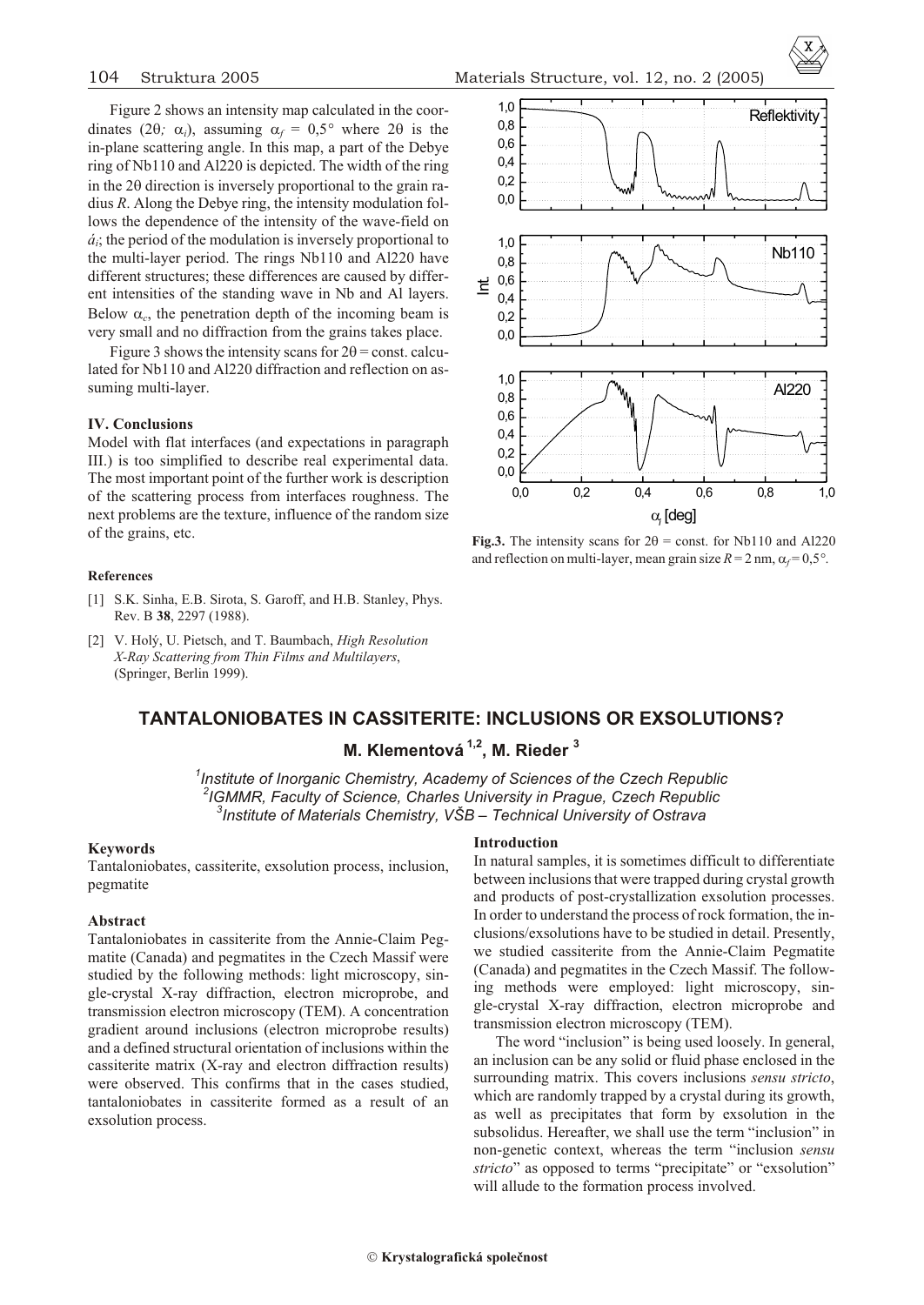Figure 2 shows an intensity map calculated in the coordinates ($2\theta$; $\alpha_i$), assuming $\alpha_f = 0{,}5°$ where $2\theta$ is the in-plane scattering angle. In this map, a part of the Debye ring of Nb110 and Al220 is depicted. The width of the ring in the $2\theta$ direction is inversely proportional to the grain radius $R$. Along the Debye ring, the intensity modulation follows the dependence of the intensity of the wave-field on $\alpha_i$; the period of the modulation is inversely proportional to the multi-layer period. The rings Nb110 and Al220 have different structures; these differences are caused by different intensities of the standing wave in Nb and Al layers. Below $\alpha_c$, the penetration depth of the incoming beam is very small and no diffraction from the grains takes place.

Figure 3 shows the intensity scans for $2\theta$ = const. calculated for Nb110 and Al220 diffraction and reflection on assuming multi-layer.

### IV. Conclusions

Model with flat interfaces (and expectations in paragraph III.) is too simplified to describe real experimental data. The most important point of the further work is description of the scattering process from interfaces roughness. The next problems are the texture, influence of the random size of the grains, etc.

**Fig.3.** The intensity scans for $2\theta$ = const. for Nb110 and Al220 and reflection on multi-layer, mean grain size $R = 2$ nm, $\alpha_f = 0{,}5°$.

#### References

[1] S.K. Sinha, E.B. Sirota, S. Garoff, and H.B. Stanley, Phys. Rev. B **38**, 2297 (1988).

[2] V. Holý, U. Pietsch, and T. Baumbach, *High Resolution X-Ray Scattering from Thin Films and Multilayers*, (Springer, Berlin 1999).

## TANTALONIOBATES IN CASSITERITE: INCLUSIONS OR EXSOLUTIONS?

**M. Klementová [1,2], M. Rieder [3]**

*[1]Institute of Inorganic Chemistry, Academy of Sciences of the Czech Republic*
*[2]IGMMR, Faculty of Science, Charles University in Prague, Czech Republic*
*[3]Institute of Materials Chemistry, VŠB – Technical University of Ostrava*

### Keywords

Tantaloniobates, cassiterite, exsolution process, inclusion, pegmatite

### Abstract

Tantaloniobates in cassiterite from the Annie-Claim Pegmatite (Canada) and pegmatites in the Czech Massif were studied by the following methods: light microscopy, single-crystal X-ray diffraction, electron microprobe, and transmission electron microscopy (TEM). A concentration gradient around inclusions (electron microprobe results) and a defined structural orientation of inclusions within the cassiterite matrix (X-ray and electron diffraction results) were observed. This confirms that in the cases studied, tantaloniobates in cassiterite formed as a result of an exsolution process.

### Introduction

In natural samples, it is sometimes difficult to differentiate between inclusions that were trapped during crystal growth and products of post-crystallization exsolution processes. In order to understand the process of rock formation, the inclusions/exsolutions have to be studied in detail. Presently, we studied cassiterite from the Annie-Claim Pegmatite (Canada) and pegmatites in the Czech Massif. The following methods were employed: light microscopy, single-crystal X-ray diffraction, electron microprobe and transmission electron microscopy (TEM).

The word "inclusion" is being used loosely. In general, an inclusion can be any solid or fluid phase enclosed in the surrounding matrix. This covers inclusions *sensu stricto*, which are randomly trapped by a crystal during its growth, as well as precipitates that form by exsolution in the subsolidus. Hereafter, we shall use the term "inclusion" in non-genetic context, whereas the term "inclusion *sensu stricto*" as opposed to terms "precipitate" or "exsolution" will allude to the formation process involved.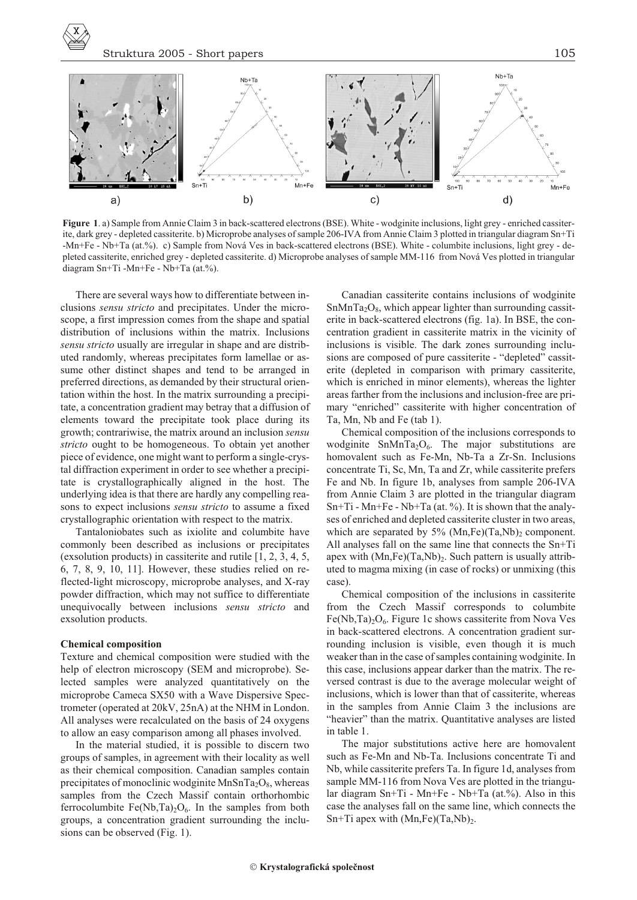**Figure 1**. a) Sample from Annie Claim 3 in back-scattered electrons (BSE). White - wodginite inclusions, light grey - enriched cassiterite, dark grey - depleted cassiterite. b) Microprobe analyses of sample 206-IVA from Annie Claim 3 plotted in triangular diagram Sn+Ti -Mn+Fe - Nb+Ta (at.%). c) Sample from Nová Ves in back-scattered electrons (BSE). White - columbite inclusions, light grey - depleted cassiterite, enriched grey - depleted cassiterite. d) Microprobe analyses of sample MM-116 from Nová Ves plotted in triangular diagram Sn+Ti -Mn+Fe - Nb+Ta (at.%).

There are several ways how to differentiate between inclusions *sensu stricto* and precipitates. Under the microscope, a first impression comes from the shape and spatial distribution of inclusions within the matrix. Inclusions *sensu stricto* usually are irregular in shape and are distributed randomly, whereas precipitates form lamellae or assume other distinct shapes and tend to be arranged in preferred directions, as demanded by their structural orientation within the host. In the matrix surrounding a precipitate, a concentration gradient may betray that a diffusion of elements toward the precipitate took place during its growth; contrariwise, the matrix around an inclusion *sensu stricto* ought to be homogeneous. To obtain yet another piece of evidence, one might want to perform a single-crystal diffraction experiment in order to see whether a precipitate is crystallographically aligned in the host. The underlying idea is that there are hardly any compelling reasons to expect inclusions *sensu stricto* to assume a fixed crystallographic orientation with respect to the matrix.

Tantaloniobates such as ixiolite and columbite have commonly been described as inclusions or precipitates (exsolution products) in cassiterite and rutile [1, 2, 3, 4, 5, 6, 7, 8, 9, 10, 11]. However, these studies relied on reflected-light microscopy, microprobe analyses, and X-ray powder diffraction, which may not suffice to differentiate unequivocally between inclusions *sensu stricto* and exsolution products.

### Chemical composition

Texture and chemical composition were studied with the help of electron microscopy (SEM and microprobe). Selected samples were analyzed quantitatively on the microprobe Cameca SX50 with a Wave Dispersive Spectrometer (operated at 20kV, 25nA) at the NHM in London. All analyses were recalculated on the basis of 24 oxygens to allow an easy comparison among all phases involved.

In the material studied, it is possible to discern two groups of samples, in agreement with their locality as well as their chemical composition. Canadian samples contain precipitates of monoclinic wodginite $MnSnTa_2O_8$, whereas samples from the Czech Massif contain orthorhombic ferrocolumbite $Fe(Nb,Ta)_2O_6$. In the samples from both groups, a concentration gradient surrounding the inclusions can be observed (Fig. 1).

Canadian cassiterite contains inclusions of wodginite $SnMnTa_2O_8$, which appear lighter than surrounding cassiterite in back-scattered electrons (fig. 1a). In BSE, the concentration gradient in cassiterite matrix in the vicinity of inclusions is visible. The dark zones surrounding inclusions are composed of pure cassiterite - "depleted" cassiterite (depleted in comparison with primary cassiterite, which is enriched in minor elements), whereas the lighter areas farther from the inclusions and inclusion-free are primary "enriched" cassiterite with higher concentration of Ta, Mn, Nb and Fe (tab 1).

Chemical composition of the inclusions corresponds to wodginite $SnMnTa_2O_6$. The major substitutions are homovalent such as Fe-Mn, Nb-Ta a Zr-Sn. Inclusions concentrate Ti, Sc, Mn, Ta and Zr, while cassiterite prefers Fe and Nb. In figure 1b, analyses from sample 206-IVA from Annie Claim 3 are plotted in the triangular diagram Sn+Ti - Mn+Fe - Nb+Ta (at. %). It is shown that the analyses of enriched and depleted cassiterite cluster in two areas, which are separated by 5% $(Mn,Fe)(Ta,Nb)_2$ component. All analyses fall on the same line that connects the Sn+Ti apex with $(Mn,Fe)(Ta,Nb)_2$. Such pattern is usually attributed to magma mixing (in case of rocks) or unmixing (this case).

Chemical composition of the inclusions in cassiterite from the Czech Massif corresponds to columbite $Fe(Nb,Ta)_2O_6$. Figure 1c shows cassiterite from Nova Ves in back-scattered electrons. A concentration gradient surrounding inclusion is visible, even though it is much weaker than in the case of samples containing wodginite. In this case, inclusions appear darker than the matrix. The reversed contrast is due to the average molecular weight of inclusions, which is lower than that of cassiterite, whereas in the samples from Annie Claim 3 the inclusions are "heavier" than the matrix. Quantitative analyses are listed in table 1.

The major substitutions active here are homovalent such as Fe-Mn and Nb-Ta. Inclusions concentrate Ti and Nb, while cassiterite prefers Ta. In figure 1d, analyses from sample MM-116 from Nova Ves are plotted in the triangular diagram Sn+Ti - Mn+Fe - Nb+Ta (at.%). Also in this case the analyses fall on the same line, which connects the Sn+Ti apex with $(Mn,Fe)(Ta,Nb)_2$.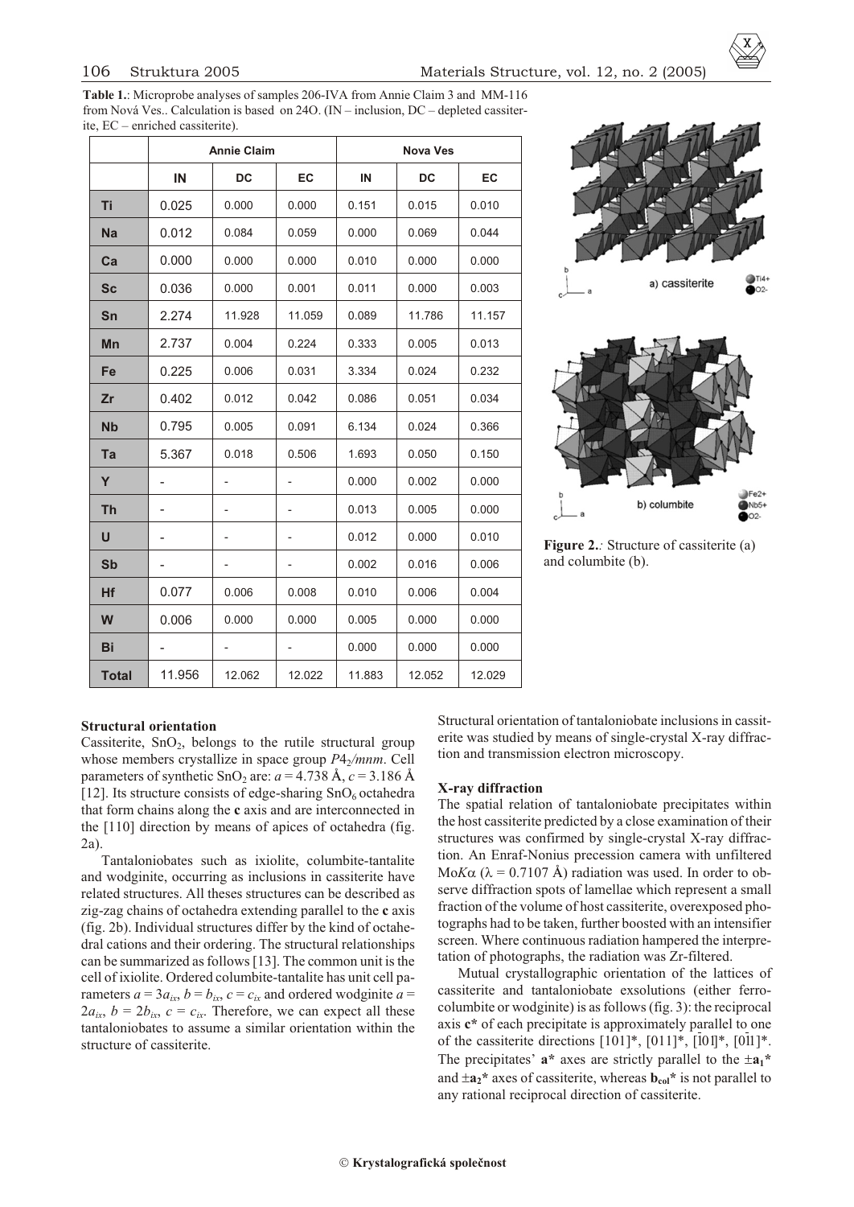**Table 1.**: Microprobe analyses of samples 206-IVA from Annie Claim 3 and MM-116 from Nová Ves.. Calculation is based on 24O. (IN – inclusion, DC – depleted cassiterite, EC – enriched cassiterite).

| | Annie Claim | | | Nova Ves | | |
|---|---|---|---|---|---|---|
| | IN | DC | EC | IN | DC | EC |
| Ti | 0.025 | 0.000 | 0.000 | 0.151 | 0.015 | 0.010 |
| Na | 0.012 | 0.084 | 0.059 | 0.000 | 0.069 | 0.044 |
| Ca | 0.000 | 0.000 | 0.000 | 0.010 | 0.000 | 0.000 |
| Sc | 0.036 | 0.000 | 0.001 | 0.011 | 0.000 | 0.003 |
| Sn | 2.274 | 11.928 | 11.059 | 0.089 | 11.786 | 11.157 |
| Mn | 2.737 | 0.004 | 0.224 | 0.333 | 0.005 | 0.013 |
| Fe | 0.225 | 0.006 | 0.031 | 3.334 | 0.024 | 0.232 |
| Zr | 0.402 | 0.012 | 0.042 | 0.086 | 0.051 | 0.034 |
| Nb | 0.795 | 0.005 | 0.091 | 6.134 | 0.024 | 0.366 |
| Ta | 5.367 | 0.018 | 0.506 | 1.693 | 0.050 | 0.150 |
| Y | - | - | - | 0.000 | 0.002 | 0.000 |
| Th | - | - | - | 0.013 | 0.005 | 0.000 |
| U | - | - | - | 0.012 | 0.000 | 0.010 |
| Sb | - | - | - | 0.002 | 0.016 | 0.006 |
| Hf | 0.077 | 0.006 | 0.008 | 0.010 | 0.006 | 0.004 |
| W | 0.006 | 0.000 | 0.000 | 0.005 | 0.000 | 0.000 |
| Bi | - | - | - | 0.000 | 0.000 | 0.000 |
| Total | 11.956 | 12.062 | 12.022 | 11.883 | 12.052 | 12.029 |

**Figure 2.**: Structure of cassiterite (a) and columbite (b).

### Structural orientation

Cassiterite, $SnO_2$, belongs to the rutile structural group whose members crystallize in space group $P4_2/mnm$. Cell parameters of synthetic $SnO_2$ are: $a = 4.738$ Å, $c = 3.186$ Å [12]. Its structure consists of edge-sharing $SnO_6$ octahedra that form chains along the **c** axis and are interconnected in the [110] direction by means of apices of octahedra (fig. 2a).

Tantaloniobates such as ixiolite, columbite-tantalite and wodginite, occurring as inclusions in cassiterite have related structures. All theses structures can be described as zig-zag chains of octahedra extending parallel to the **c** axis (fig. 2b). Individual structures differ by the kind of octahedral cations and their ordering. The structural relationships can be summarized as follows [13]. The common unit is the cell of ixiolite. Ordered columbite-tantalite has unit cell parameters $a = 3a_{ix}$, $b = b_{ix}$, $c = c_{ix}$ and ordered wodginite $a = 2a_{ix}$, $b = 2b_{ix}$, $c = c_{ix}$. Therefore, we can expect all these tantaloniobates to assume a similar orientation within the structure of cassiterite.

Structural orientation of tantaloniobate inclusions in cassiterite was studied by means of single-crystal X-ray diffraction and transmission electron microscopy.

### X-ray diffraction

The spatial relation of tantaloniobate precipitates within the host cassiterite predicted by a close examination of their structures was confirmed by single-crystal X-ray diffraction. An Enraf-Nonius precession camera with unfiltered Mo$K\alpha$ ($\lambda = 0.7107$ Å) radiation was used. In order to observe diffraction spots of lamellae which represent a small fraction of the volume of host cassiterite, overexposed photographs had to be taken, further boosted with an intensifier screen. Where continuous radiation hampered the interpretation of photographs, the radiation was Zr-filtered.

Mutual crystallographic orientation of the lattices of cassiterite and tantaloniobate exsolutions (either ferrocolumbite or wodginite) is as follows (fig. 3): the reciprocal axis **c\*** of each precipitate is approximately parallel to one of the cassiterite directions [101]\*, [011]\*, $[\bar{1}01]^*$, $[0\bar{1}1]^*$. The precipitates' **a\*** axes are strictly parallel to the $\pm\mathbf{a_1}^*$ and $\pm\mathbf{a_2}^*$ axes of cassiterite, whereas $\mathbf{b_{col}}^*$ is not parallel to any rational reciprocal direction of cassiterite.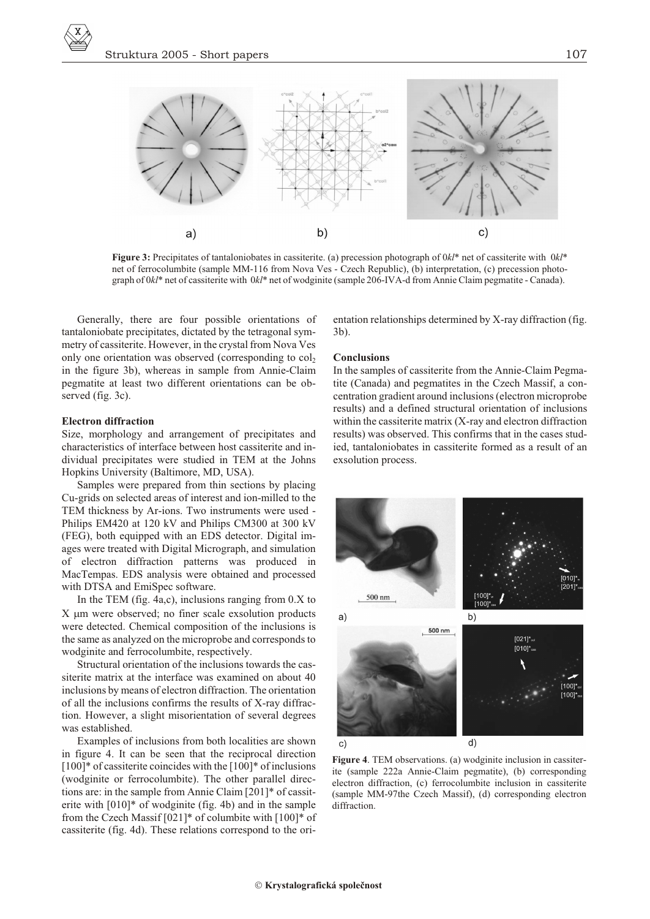**Figure 3:** Precipitates of tantaloniobates in cassiterite. (a) precession photograph of 0*kl** net of cassiterite with 0*kl** net of ferrocolumbite (sample MM-116 from Nova Ves - Czech Republic), (b) interpretation, (c) precession photograph of 0*kl** net of cassiterite with 0*kl** net of wodginite (sample 206-IVA-d from Annie Claim pegmatite - Canada).

Generally, there are four possible orientations of tantaloniobate precipitates, dictated by the tetragonal symmetry of cassiterite. However, in the crystal from Nova Ves only one orientation was observed (corresponding to $col_2$ in the figure 3b), whereas in sample from Annie-Claim pegmatite at least two different orientations can be observed (fig. 3c).

### Electron diffraction

Size, morphology and arrangement of precipitates and characteristics of interface between host cassiterite and individual precipitates were studied in TEM at the Johns Hopkins University (Baltimore, MD, USA).

Samples were prepared from thin sections by placing Cu-grids on selected areas of interest and ion-milled to the TEM thickness by Ar-ions. Two instruments were used - Philips EM420 at 120 kV and Philips CM300 at 300 kV (FEG), both equipped with an EDS detector. Digital images were treated with Digital Micrograph, and simulation of electron diffraction patterns was produced in MacTempas. EDS analysis were obtained and processed with DTSA and EmiSpec software.

In the TEM (fig. 4a,c), inclusions ranging from 0.X to X μm were observed; no finer scale exsolution products were detected. Chemical composition of the inclusions is the same as analyzed on the microprobe and corresponds to wodginite and ferrocolumbite, respectively.

Structural orientation of the inclusions towards the cassiterite matrix at the interface was examined on about 40 inclusions by means of electron diffraction. The orientation of all the inclusions confirms the results of X-ray diffraction. However, a slight misorientation of several degrees was established.

Examples of inclusions from both localities are shown in figure 4. It can be seen that the reciprocal direction [100]* of cassiterite coincides with the [100]* of inclusions (wodginite or ferrocolumbite). The other parallel directions are: in the sample from Annie Claim [201]* of cassiterite with [010]* of wodginite (fig. 4b) and in the sample from the Czech Massif [021]* of columbite with [100]* of cassiterite (fig. 4d). These relations correspond to the orientation relationships determined by X-ray diffraction (fig. 3b).

### Conclusions

In the samples of cassiterite from the Annie-Claim Pegmatite (Canada) and pegmatites in the Czech Massif, a concentration gradient around inclusions (electron microprobe results) and a defined structural orientation of inclusions within the cassiterite matrix (X-ray and electron diffraction results) was observed. This confirms that in the cases studied, tantaloniobates in cassiterite formed as a result of an exsolution process.

**Figure 4**. TEM observations. (a) wodginite inclusion in cassiterite (sample 222a Annie-Claim pegmatite), (b) corresponding electron diffraction, (c) ferrocolumbite inclusion in cassiterite (sample MM-97the Czech Massif), (d) corresponding electron diffraction.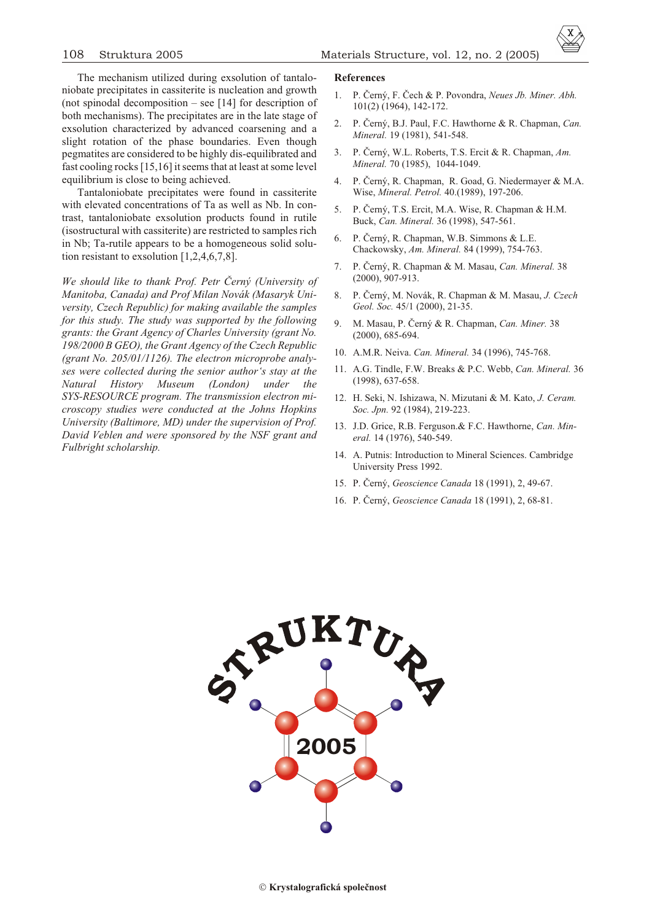The mechanism utilized during exsolution of tantaloniobate precipitates in cassiterite is nucleation and growth (not spinodal decomposition – see [14] for description of both mechanisms). The precipitates are in the late stage of exsolution characterized by advanced coarsening and a slight rotation of the phase boundaries. Even though pegmatites are considered to be highly dis-equilibrated and fast cooling rocks [15,16] it seems that at least at some level equilibrium is close to being achieved.

Tantaloniobate precipitates were found in cassiterite with elevated concentrations of Ta as well as Nb. In contrast, tantaloniobate exsolution products found in rutile (isostructural with cassiterite) are restricted to samples rich in Nb; Ta-rutile appears to be a homogeneous solid solution resistant to exsolution [1,2,4,6,7,8].

*We should like to thank Prof. Petr Černý (University of Manitoba, Canada) and Prof Milan Novák (Masaryk University, Czech Republic) for making available the samples for this study. The study was supported by the following grants: the Grant Agency of Charles University (grant No. 198/2000 B GEO), the Grant Agency of the Czech Republic (grant No. 205/01/1126). The electron microprobe analyses were collected during the senior author's stay at the Natural History Museum (London) under the SYS-RESOURCE program. The transmission electron microscopy studies were conducted at the Johns Hopkins University (Baltimore, MD) under the supervision of Prof. David Veblen and were sponsored by the NSF grant and Fulbright scholarship.*

## References

1. P. Černý, F. Čech & P. Povondra, *Neues Jb. Miner. Abh.* 101(2) (1964), 142-172.
2. P. Černý, B.J. Paul, F.C. Hawthorne & R. Chapman, *Can. Mineral.* 19 (1981), 541-548.
3. P. Černý, W.L. Roberts, T.S. Ercit & R. Chapman, *Am. Mineral.* 70 (1985), 1044-1049.
4. P. Černý, R. Chapman, R. Goad, G. Niedermayer & M.A. Wise, *Mineral. Petrol.* 40.(1989), 197-206.
5. P. Černý, T.S. Ercit, M.A. Wise, R. Chapman & H.M. Buck, *Can. Mineral.* 36 (1998), 547-561.
6. P. Černý, R. Chapman, W.B. Simmons & L.E. Chackowsky, *Am. Mineral.* 84 (1999), 754-763.
7. P. Černý, R. Chapman & M. Masau, *Can. Mineral.* 38 (2000), 907-913.
8. P. Černý, M. Novák, R. Chapman & M. Masau, *J. Czech Geol. Soc.* 45/1 (2000), 21-35.
9. M. Masau, P. Černý & R. Chapman, *Can. Miner.* 38 (2000), 685-694.
10. A.M.R. Neiva. *Can. Mineral.* 34 (1996), 745-768.
11. A.G. Tindle, F.W. Breaks & P.C. Webb, *Can. Mineral.* 36 (1998), 637-658.
12. H. Seki, N. Ishizawa, N. Mizutani & M. Kato, *J. Ceram. Soc. Jpn.* 92 (1984), 219-223.
13. J.D. Grice, R.B. Ferguson.& F.C. Hawthorne, *Can. Mineral.* 14 (1976), 540-549.
14. A. Putnis: Introduction to Mineral Sciences. Cambridge University Press 1992.
15. P. Černý, *Geoscience Canada* 18 (1991), 2, 49-67.
16. P. Černý, *Geoscience Canada* 18 (1991), 2, 68-81.

STRUKTURA 2005

© Krystalografická společnost